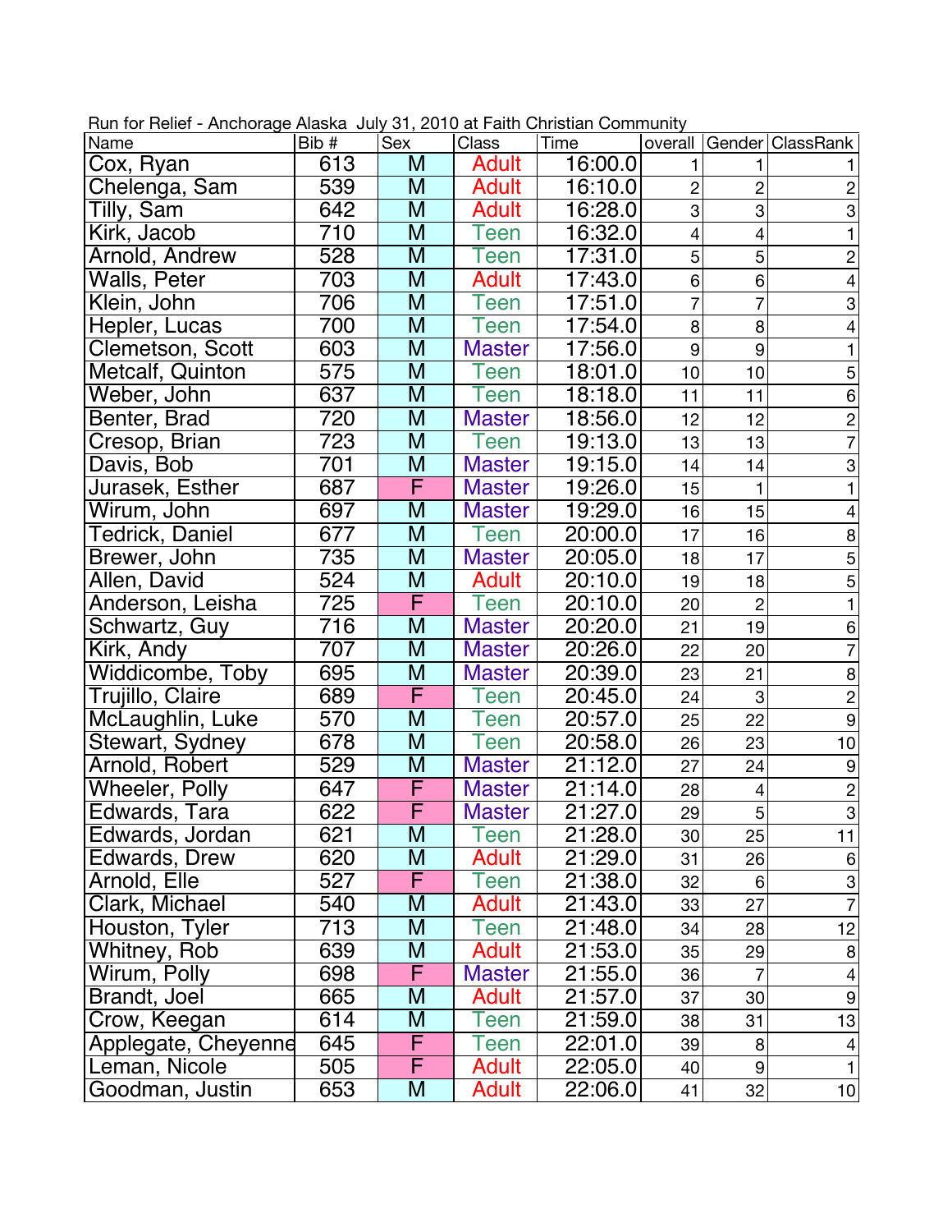Run for Relief - Anchorage Alaska  July 31, 2010 at Faith Christian Community

| Name | Bib # | Sex | Class | Time | overall | Gender | ClassRank |
|---|---|---|---|---|---|---|---|
| Cox, Ryan | 613 | M | Adult | 16:00.0 | 1 | 1 | 1 |
| Chelenga, Sam | 539 | M | Adult | 16:10.0 | 2 | 2 | 2 |
| Tilly, Sam | 642 | M | Adult | 16:28.0 | 3 | 3 | 3 |
| Kirk, Jacob | 710 | M | Teen | 16:32.0 | 4 | 4 | 1 |
| Arnold, Andrew | 528 | M | Teen | 17:31.0 | 5 | 5 | 2 |
| Walls, Peter | 703 | M | Adult | 17:43.0 | 6 | 6 | 4 |
| Klein, John | 706 | M | Teen | 17:51.0 | 7 | 7 | 3 |
| Hepler, Lucas | 700 | M | Teen | 17:54.0 | 8 | 8 | 4 |
| Clemetson, Scott | 603 | M | Master | 17:56.0 | 9 | 9 | 1 |
| Metcalf, Quinton | 575 | M | Teen | 18:01.0 | 10 | 10 | 5 |
| Weber, John | 637 | M | Teen | 18:18.0 | 11 | 11 | 6 |
| Benter, Brad | 720 | M | Master | 18:56.0 | 12 | 12 | 2 |
| Cresop, Brian | 723 | M | Teen | 19:13.0 | 13 | 13 | 7 |
| Davis, Bob | 701 | M | Master | 19:15.0 | 14 | 14 | 3 |
| Jurasek, Esther | 687 | F | Master | 19:26.0 | 15 | 1 | 1 |
| Wirum, John | 697 | M | Master | 19:29.0 | 16 | 15 | 4 |
| Tedrick, Daniel | 677 | M | Teen | 20:00.0 | 17 | 16 | 8 |
| Brewer, John | 735 | M | Master | 20:05.0 | 18 | 17 | 5 |
| Allen, David | 524 | M | Adult | 20:10.0 | 19 | 18 | 5 |
| Anderson, Leisha | 725 | F | Teen | 20:10.0 | 20 | 2 | 1 |
| Schwartz, Guy | 716 | M | Master | 20:20.0 | 21 | 19 | 6 |
| Kirk, Andy | 707 | M | Master | 20:26.0 | 22 | 20 | 7 |
| Widdicombe, Toby | 695 | M | Master | 20:39.0 | 23 | 21 | 8 |
| Trujillo, Claire | 689 | F | Teen | 20:45.0 | 24 | 3 | 2 |
| McLaughlin, Luke | 570 | M | Teen | 20:57.0 | 25 | 22 | 9 |
| Stewart, Sydney | 678 | M | Teen | 20:58.0 | 26 | 23 | 10 |
| Arnold, Robert | 529 | M | Master | 21:12.0 | 27 | 24 | 9 |
| Wheeler, Polly | 647 | F | Master | 21:14.0 | 28 | 4 | 2 |
| Edwards, Tara | 622 | F | Master | 21:27.0 | 29 | 5 | 3 |
| Edwards, Jordan | 621 | M | Teen | 21:28.0 | 30 | 25 | 11 |
| Edwards, Drew | 620 | M | Adult | 21:29.0 | 31 | 26 | 6 |
| Arnold, Elle | 527 | F | Teen | 21:38.0 | 32 | 6 | 3 |
| Clark, Michael | 540 | M | Adult | 21:43.0 | 33 | 27 | 7 |
| Houston, Tyler | 713 | M | Teen | 21:48.0 | 34 | 28 | 12 |
| Whitney, Rob | 639 | M | Adult | 21:53.0 | 35 | 29 | 8 |
| Wirum, Polly | 698 | F | Master | 21:55.0 | 36 | 7 | 4 |
| Brandt, Joel | 665 | M | Adult | 21:57.0 | 37 | 30 | 9 |
| Crow, Keegan | 614 | M | Teen | 21:59.0 | 38 | 31 | 13 |
| Applegate, Cheyenne | 645 | F | Teen | 22:01.0 | 39 | 8 | 4 |
| Leman, Nicole | 505 | F | Adult | 22:05.0 | 40 | 9 | 1 |
| Goodman, Justin | 653 | M | Adult | 22:06.0 | 41 | 32 | 10 |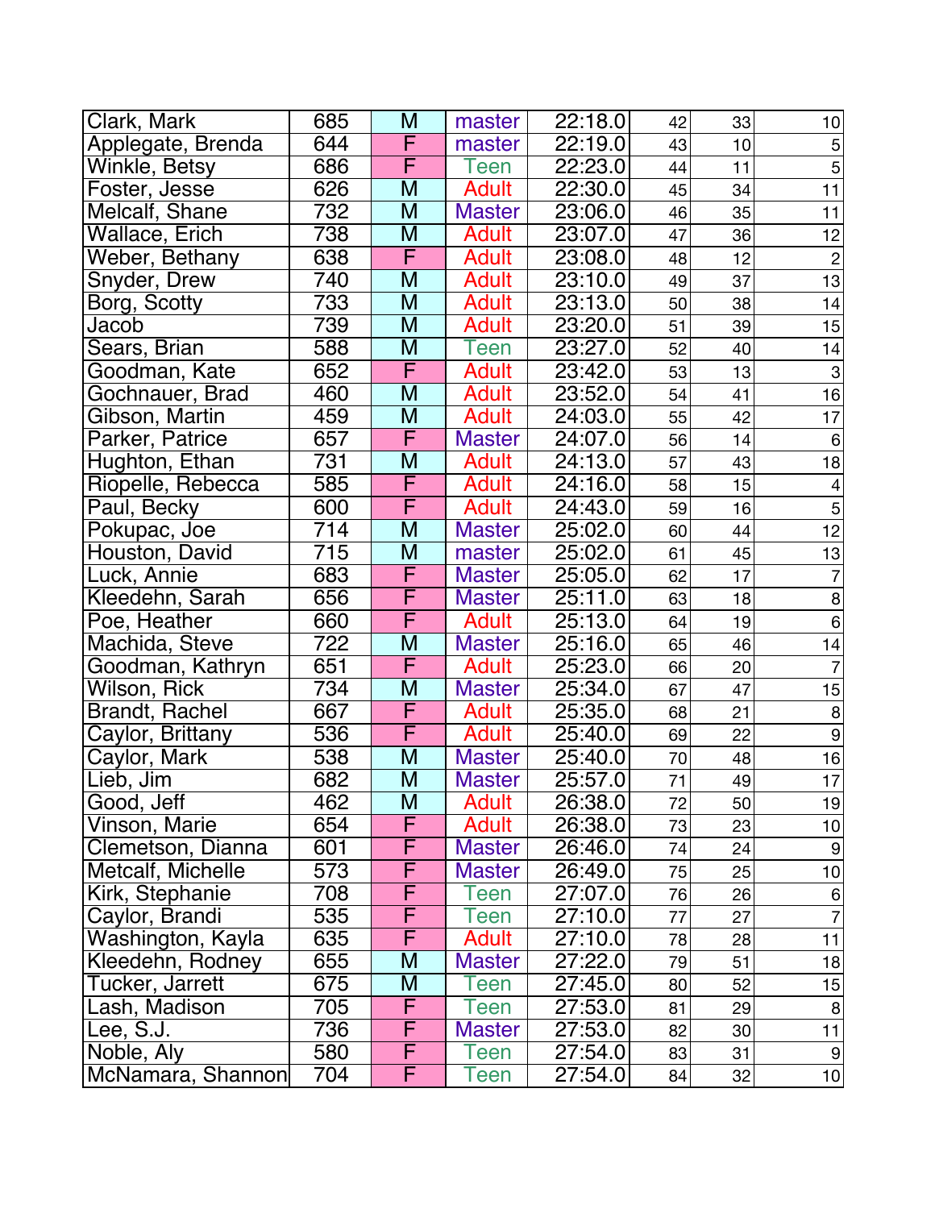| Clark, Mark | 685 | M | master | 22:18.0 | 42 | 33 | 10 |
|---|---|---|---|---|---|---|---|
| Applegate, Brenda | 644 | F | master | 22:19.0 | 43 | 10 | 5 |
| Winkle, Betsy | 686 | F | Teen | 22:23.0 | 44 | 11 | 5 |
| Foster, Jesse | 626 | M | Adult | 22:30.0 | 45 | 34 | 11 |
| Melcalf, Shane | 732 | M | Master | 23:06.0 | 46 | 35 | 11 |
| Wallace, Erich | 738 | M | Adult | 23:07.0 | 47 | 36 | 12 |
| Weber, Bethany | 638 | F | Adult | 23:08.0 | 48 | 12 | 2 |
| Snyder, Drew | 740 | M | Adult | 23:10.0 | 49 | 37 | 13 |
| Borg, Scotty | 733 | M | Adult | 23:13.0 | 50 | 38 | 14 |
| Jacob | 739 | M | Adult | 23:20.0 | 51 | 39 | 15 |
| Sears, Brian | 588 | M | Teen | 23:27.0 | 52 | 40 | 14 |
| Goodman, Kate | 652 | F | Adult | 23:42.0 | 53 | 13 | 3 |
| Gochnauer, Brad | 460 | M | Adult | 23:52.0 | 54 | 41 | 16 |
| Gibson, Martin | 459 | M | Adult | 24:03.0 | 55 | 42 | 17 |
| Parker, Patrice | 657 | F | Master | 24:07.0 | 56 | 14 | 6 |
| Hughton, Ethan | 731 | M | Adult | 24:13.0 | 57 | 43 | 18 |
| Riopelle, Rebecca | 585 | F | Adult | 24:16.0 | 58 | 15 | 4 |
| Paul, Becky | 600 | F | Adult | 24:43.0 | 59 | 16 | 5 |
| Pokupac, Joe | 714 | M | Master | 25:02.0 | 60 | 44 | 12 |
| Houston, David | 715 | M | master | 25:02.0 | 61 | 45 | 13 |
| Luck, Annie | 683 | F | Master | 25:05.0 | 62 | 17 | 7 |
| Kleedehn, Sarah | 656 | F | Master | 25:11.0 | 63 | 18 | 8 |
| Poe, Heather | 660 | F | Adult | 25:13.0 | 64 | 19 | 6 |
| Machida, Steve | 722 | M | Master | 25:16.0 | 65 | 46 | 14 |
| Goodman, Kathryn | 651 | F | Adult | 25:23.0 | 66 | 20 | 7 |
| Wilson, Rick | 734 | M | Master | 25:34.0 | 67 | 47 | 15 |
| Brandt, Rachel | 667 | F | Adult | 25:35.0 | 68 | 21 | 8 |
| Caylor, Brittany | 536 | F | Adult | 25:40.0 | 69 | 22 | 9 |
| Caylor, Mark | 538 | M | Master | 25:40.0 | 70 | 48 | 16 |
| Lieb, Jim | 682 | M | Master | 25:57.0 | 71 | 49 | 17 |
| Good, Jeff | 462 | M | Adult | 26:38.0 | 72 | 50 | 19 |
| Vinson, Marie | 654 | F | Adult | 26:38.0 | 73 | 23 | 10 |
| Clemetson, Dianna | 601 | F | Master | 26:46.0 | 74 | 24 | 9 |
| Metcalf, Michelle | 573 | F | Master | 26:49.0 | 75 | 25 | 10 |
| Kirk, Stephanie | 708 | F | Teen | 27:07.0 | 76 | 26 | 6 |
| Caylor, Brandi | 535 | F | Teen | 27:10.0 | 77 | 27 | 7 |
| Washington, Kayla | 635 | F | Adult | 27:10.0 | 78 | 28 | 11 |
| Kleedehn, Rodney | 655 | M | Master | 27:22.0 | 79 | 51 | 18 |
| Tucker, Jarrett | 675 | M | Teen | 27:45.0 | 80 | 52 | 15 |
| Lash, Madison | 705 | F | Teen | 27:53.0 | 81 | 29 | 8 |
| Lee, S.J. | 736 | F | Master | 27:53.0 | 82 | 30 | 11 |
| Noble, Aly | 580 | F | Teen | 27:54.0 | 83 | 31 | 9 |
| McNamara, Shannon | 704 | F | Teen | 27:54.0 | 84 | 32 | 10 |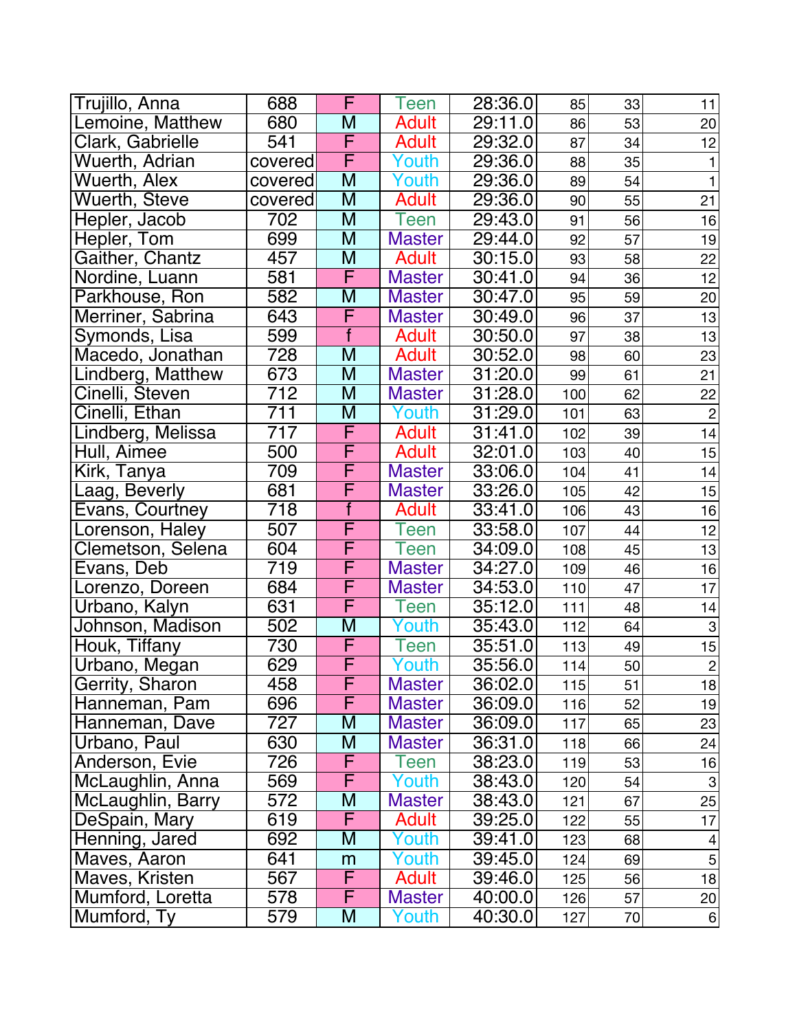| | | | | | | | |
|---|---|---|---|---|---|---|---|
| Trujillo, Anna | 688 | F | Teen | 28:36.0 | 85 | 33 | 11 |
| Lemoine, Matthew | 680 | M | Adult | 29:11.0 | 86 | 53 | 20 |
| Clark, Gabrielle | 541 | F | Adult | 29:32.0 | 87 | 34 | 12 |
| Wuerth, Adrian | covered | F | Youth | 29:36.0 | 88 | 35 | 1 |
| Wuerth, Alex | covered | M | Youth | 29:36.0 | 89 | 54 | 1 |
| Wuerth, Steve | covered | M | Adult | 29:36.0 | 90 | 55 | 21 |
| Hepler, Jacob | 702 | M | Teen | 29:43.0 | 91 | 56 | 16 |
| Hepler, Tom | 699 | M | Master | 29:44.0 | 92 | 57 | 19 |
| Gaither, Chantz | 457 | M | Adult | 30:15.0 | 93 | 58 | 22 |
| Nordine, Luann | 581 | F | Master | 30:41.0 | 94 | 36 | 12 |
| Parkhouse, Ron | 582 | M | Master | 30:47.0 | 95 | 59 | 20 |
| Merriner, Sabrina | 643 | F | Master | 30:49.0 | 96 | 37 | 13 |
| Symonds, Lisa | 599 | f | Adult | 30:50.0 | 97 | 38 | 13 |
| Macedo, Jonathan | 728 | M | Adult | 30:52.0 | 98 | 60 | 23 |
| Lindberg, Matthew | 673 | M | Master | 31:20.0 | 99 | 61 | 21 |
| Cinelli, Steven | 712 | M | Master | 31:28.0 | 100 | 62 | 22 |
| Cinelli, Ethan | 711 | M | Youth | 31:29.0 | 101 | 63 | 2 |
| Lindberg, Melissa | 717 | F | Adult | 31:41.0 | 102 | 39 | 14 |
| Hull, Aimee | 500 | F | Adult | 32:01.0 | 103 | 40 | 15 |
| Kirk, Tanya | 709 | F | Master | 33:06.0 | 104 | 41 | 14 |
| Laag, Beverly | 681 | F | Master | 33:26.0 | 105 | 42 | 15 |
| Evans, Courtney | 718 | f | Adult | 33:41.0 | 106 | 43 | 16 |
| Lorenson, Haley | 507 | F | Teen | 33:58.0 | 107 | 44 | 12 |
| Clemetson, Selena | 604 | F | Teen | 34:09.0 | 108 | 45 | 13 |
| Evans, Deb | 719 | F | Master | 34:27.0 | 109 | 46 | 16 |
| Lorenzo, Doreen | 684 | F | Master | 34:53.0 | 110 | 47 | 17 |
| Urbano, Kalyn | 631 | F | Teen | 35:12.0 | 111 | 48 | 14 |
| Johnson, Madison | 502 | M | Youth | 35:43.0 | 112 | 64 | 3 |
| Houk, Tiffany | 730 | F | Teen | 35:51.0 | 113 | 49 | 15 |
| Urbano, Megan | 629 | F | Youth | 35:56.0 | 114 | 50 | 2 |
| Gerrity, Sharon | 458 | F | Master | 36:02.0 | 115 | 51 | 18 |
| Hanneman, Pam | 696 | F | Master | 36:09.0 | 116 | 52 | 19 |
| Hanneman, Dave | 727 | M | Master | 36:09.0 | 117 | 65 | 23 |
| Urbano, Paul | 630 | M | Master | 36:31.0 | 118 | 66 | 24 |
| Anderson, Evie | 726 | F | Teen | 38:23.0 | 119 | 53 | 16 |
| McLaughlin, Anna | 569 | F | Youth | 38:43.0 | 120 | 54 | 3 |
| McLaughlin, Barry | 572 | M | Master | 38:43.0 | 121 | 67 | 25 |
| DeSpain, Mary | 619 | F | Adult | 39:25.0 | 122 | 55 | 17 |
| Henning, Jared | 692 | M | Youth | 39:41.0 | 123 | 68 | 4 |
| Maves, Aaron | 641 | m | Youth | 39:45.0 | 124 | 69 | 5 |
| Maves, Kristen | 567 | F | Adult | 39:46.0 | 125 | 56 | 18 |
| Mumford, Loretta | 578 | F | Master | 40:00.0 | 126 | 57 | 20 |
| Mumford, Ty | 579 | M | Youth | 40:30.0 | 127 | 70 | 6 |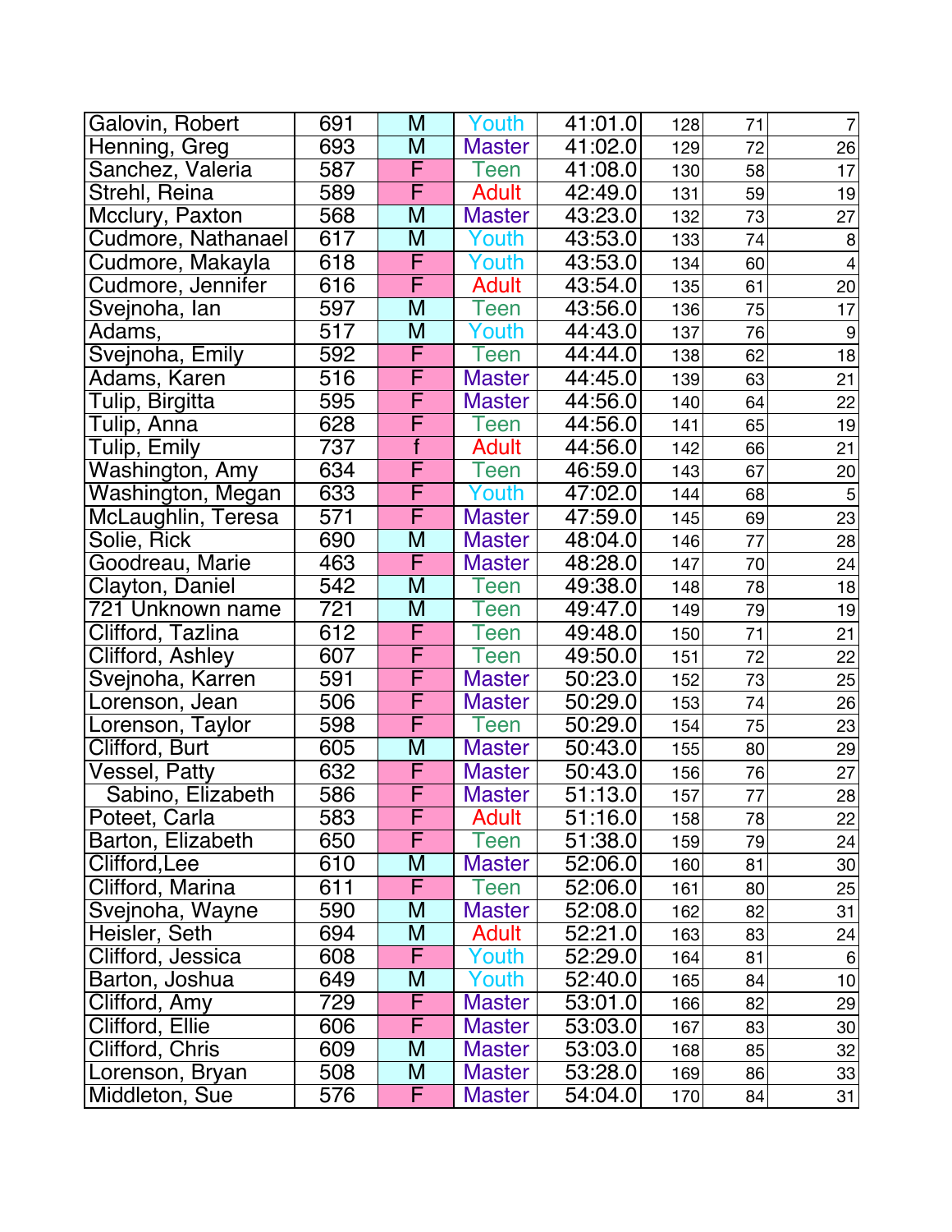| | | | | | | | |
|---|---|---|---|---|---|---|---|
| Galovin, Robert | 691 | M | Youth | 41:01.0 | 128 | 71 | 7 |
| Henning, Greg | 693 | M | Master | 41:02.0 | 129 | 72 | 26 |
| Sanchez, Valeria | 587 | F | Teen | 41:08.0 | 130 | 58 | 17 |
| Strehl, Reina | 589 | F | Adult | 42:49.0 | 131 | 59 | 19 |
| Mcclury, Paxton | 568 | M | Master | 43:23.0 | 132 | 73 | 27 |
| Cudmore, Nathanael | 617 | M | Youth | 43:53.0 | 133 | 74 | 8 |
| Cudmore, Makayla | 618 | F | Youth | 43:53.0 | 134 | 60 | 4 |
| Cudmore, Jennifer | 616 | F | Adult | 43:54.0 | 135 | 61 | 20 |
| Svejnoha, Ian | 597 | M | Teen | 43:56.0 | 136 | 75 | 17 |
| Adams, | 517 | M | Youth | 44:43.0 | 137 | 76 | 9 |
| Svejnoha, Emily | 592 | F | Teen | 44:44.0 | 138 | 62 | 18 |
| Adams, Karen | 516 | F | Master | 44:45.0 | 139 | 63 | 21 |
| Tulip, Birgitta | 595 | F | Master | 44:56.0 | 140 | 64 | 22 |
| Tulip, Anna | 628 | F | Teen | 44:56.0 | 141 | 65 | 19 |
| Tulip, Emily | 737 | f | Adult | 44:56.0 | 142 | 66 | 21 |
| Washington, Amy | 634 | F | Teen | 46:59.0 | 143 | 67 | 20 |
| Washington, Megan | 633 | F | Youth | 47:02.0 | 144 | 68 | 5 |
| McLaughlin, Teresa | 571 | F | Master | 47:59.0 | 145 | 69 | 23 |
| Solie, Rick | 690 | M | Master | 48:04.0 | 146 | 77 | 28 |
| Goodreau, Marie | 463 | F | Master | 48:28.0 | 147 | 70 | 24 |
| Clayton, Daniel | 542 | M | Teen | 49:38.0 | 148 | 78 | 18 |
| 721 Unknown name | 721 | M | Teen | 49:47.0 | 149 | 79 | 19 |
| Clifford, Tazlina | 612 | F | Teen | 49:48.0 | 150 | 71 | 21 |
| Clifford, Ashley | 607 | F | Teen | 49:50.0 | 151 | 72 | 22 |
| Svejnoha, Karren | 591 | F | Master | 50:23.0 | 152 | 73 | 25 |
| Lorenson, Jean | 506 | F | Master | 50:29.0 | 153 | 74 | 26 |
| Lorenson, Taylor | 598 | F | Teen | 50:29.0 | 154 | 75 | 23 |
| Clifford, Burt | 605 | M | Master | 50:43.0 | 155 | 80 | 29 |
| Vessel, Patty | 632 | F | Master | 50:43.0 | 156 | 76 | 27 |
| Sabino, Elizabeth | 586 | F | Master | 51:13.0 | 157 | 77 | 28 |
| Poteet, Carla | 583 | F | Adult | 51:16.0 | 158 | 78 | 22 |
| Barton, Elizabeth | 650 | F | Teen | 51:38.0 | 159 | 79 | 24 |
| Clifford,Lee | 610 | M | Master | 52:06.0 | 160 | 81 | 30 |
| Clifford, Marina | 611 | F | Teen | 52:06.0 | 161 | 80 | 25 |
| Svejnoha, Wayne | 590 | M | Master | 52:08.0 | 162 | 82 | 31 |
| Heisler, Seth | 694 | M | Adult | 52:21.0 | 163 | 83 | 24 |
| Clifford, Jessica | 608 | F | Youth | 52:29.0 | 164 | 81 | 6 |
| Barton, Joshua | 649 | M | Youth | 52:40.0 | 165 | 84 | 10 |
| Clifford, Amy | 729 | F | Master | 53:01.0 | 166 | 82 | 29 |
| Clifford, Ellie | 606 | F | Master | 53:03.0 | 167 | 83 | 30 |
| Clifford, Chris | 609 | M | Master | 53:03.0 | 168 | 85 | 32 |
| Lorenson, Bryan | 508 | M | Master | 53:28.0 | 169 | 86 | 33 |
| Middleton, Sue | 576 | F | Master | 54:04.0 | 170 | 84 | 31 |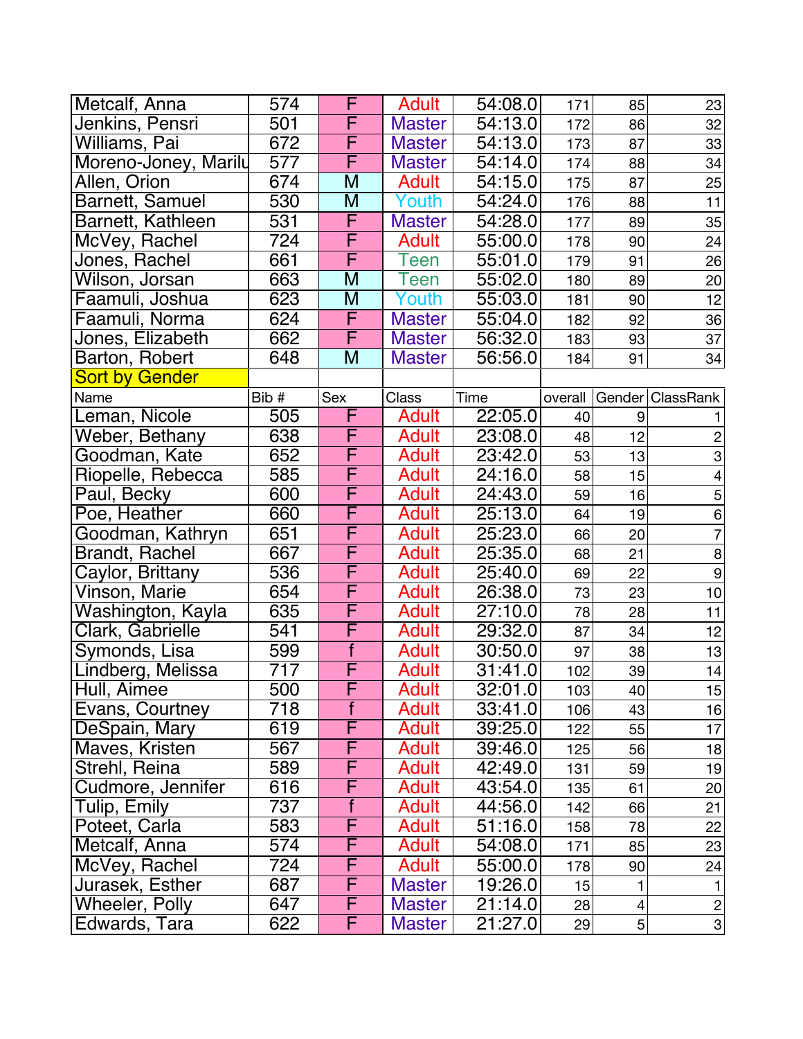| | | | | | | | |
|---|---|---|---|---|---|---|---|
| Metcalf, Anna | 574 | F | Adult | 54:08.0 | 171 | 85 | 23 |
| Jenkins, Pensri | 501 | F | Master | 54:13.0 | 172 | 86 | 32 |
| Williams, Pai | 672 | F | Master | 54:13.0 | 173 | 87 | 33 |
| Moreno-Joney, Marilu | 577 | F | Master | 54:14.0 | 174 | 88 | 34 |
| Allen, Orion | 674 | M | Adult | 54:15.0 | 175 | 87 | 25 |
| Barnett, Samuel | 530 | M | Youth | 54:24.0 | 176 | 88 | 11 |
| Barnett, Kathleen | 531 | F | Master | 54:28.0 | 177 | 89 | 35 |
| McVey, Rachel | 724 | F | Adult | 55:00.0 | 178 | 90 | 24 |
| Jones, Rachel | 661 | F | Teen | 55:01.0 | 179 | 91 | 26 |
| Wilson, Jorsan | 663 | M | Teen | 55:02.0 | 180 | 89 | 20 |
| Faamuli, Joshua | 623 | M | Youth | 55:03.0 | 181 | 90 | 12 |
| Faamuli, Norma | 624 | F | Master | 55:04.0 | 182 | 92 | 36 |
| Jones, Elizabeth | 662 | F | Master | 56:32.0 | 183 | 93 | 37 |
| Barton, Robert | 648 | M | Master | 56:56.0 | 184 | 91 | 34 |

**Sort by Gender**

| Name | Bib # | Sex | Class | Time | overall | Gender | ClassRank |
|---|---|---|---|---|---|---|---|
| Leman, Nicole | 505 | F | Adult | 22:05.0 | 40 | 9 | 1 |
| Weber, Bethany | 638 | F | Adult | 23:08.0 | 48 | 12 | 2 |
| Goodman, Kate | 652 | F | Adult | 23:42.0 | 53 | 13 | 3 |
| Riopelle, Rebecca | 585 | F | Adult | 24:16.0 | 58 | 15 | 4 |
| Paul, Becky | 600 | F | Adult | 24:43.0 | 59 | 16 | 5 |
| Poe, Heather | 660 | F | Adult | 25:13.0 | 64 | 19 | 6 |
| Goodman, Kathryn | 651 | F | Adult | 25:23.0 | 66 | 20 | 7 |
| Brandt, Rachel | 667 | F | Adult | 25:35.0 | 68 | 21 | 8 |
| Caylor, Brittany | 536 | F | Adult | 25:40.0 | 69 | 22 | 9 |
| Vinson, Marie | 654 | F | Adult | 26:38.0 | 73 | 23 | 10 |
| Washington, Kayla | 635 | F | Adult | 27:10.0 | 78 | 28 | 11 |
| Clark, Gabrielle | 541 | F | Adult | 29:32.0 | 87 | 34 | 12 |
| Symonds, Lisa | 599 | f | Adult | 30:50.0 | 97 | 38 | 13 |
| Lindberg, Melissa | 717 | F | Adult | 31:41.0 | 102 | 39 | 14 |
| Hull, Aimee | 500 | F | Adult | 32:01.0 | 103 | 40 | 15 |
| Evans, Courtney | 718 | f | Adult | 33:41.0 | 106 | 43 | 16 |
| DeSpain, Mary | 619 | F | Adult | 39:25.0 | 122 | 55 | 17 |
| Maves, Kristen | 567 | F | Adult | 39:46.0 | 125 | 56 | 18 |
| Strehl, Reina | 589 | F | Adult | 42:49.0 | 131 | 59 | 19 |
| Cudmore, Jennifer | 616 | F | Adult | 43:54.0 | 135 | 61 | 20 |
| Tulip, Emily | 737 | f | Adult | 44:56.0 | 142 | 66 | 21 |
| Poteet, Carla | 583 | F | Adult | 51:16.0 | 158 | 78 | 22 |
| Metcalf, Anna | 574 | F | Adult | 54:08.0 | 171 | 85 | 23 |
| McVey, Rachel | 724 | F | Adult | 55:00.0 | 178 | 90 | 24 |
| Jurasek, Esther | 687 | F | Master | 19:26.0 | 15 | 1 | 1 |
| Wheeler, Polly | 647 | F | Master | 21:14.0 | 28 | 4 | 2 |
| Edwards, Tara | 622 | F | Master | 21:27.0 | 29 | 5 | 3 |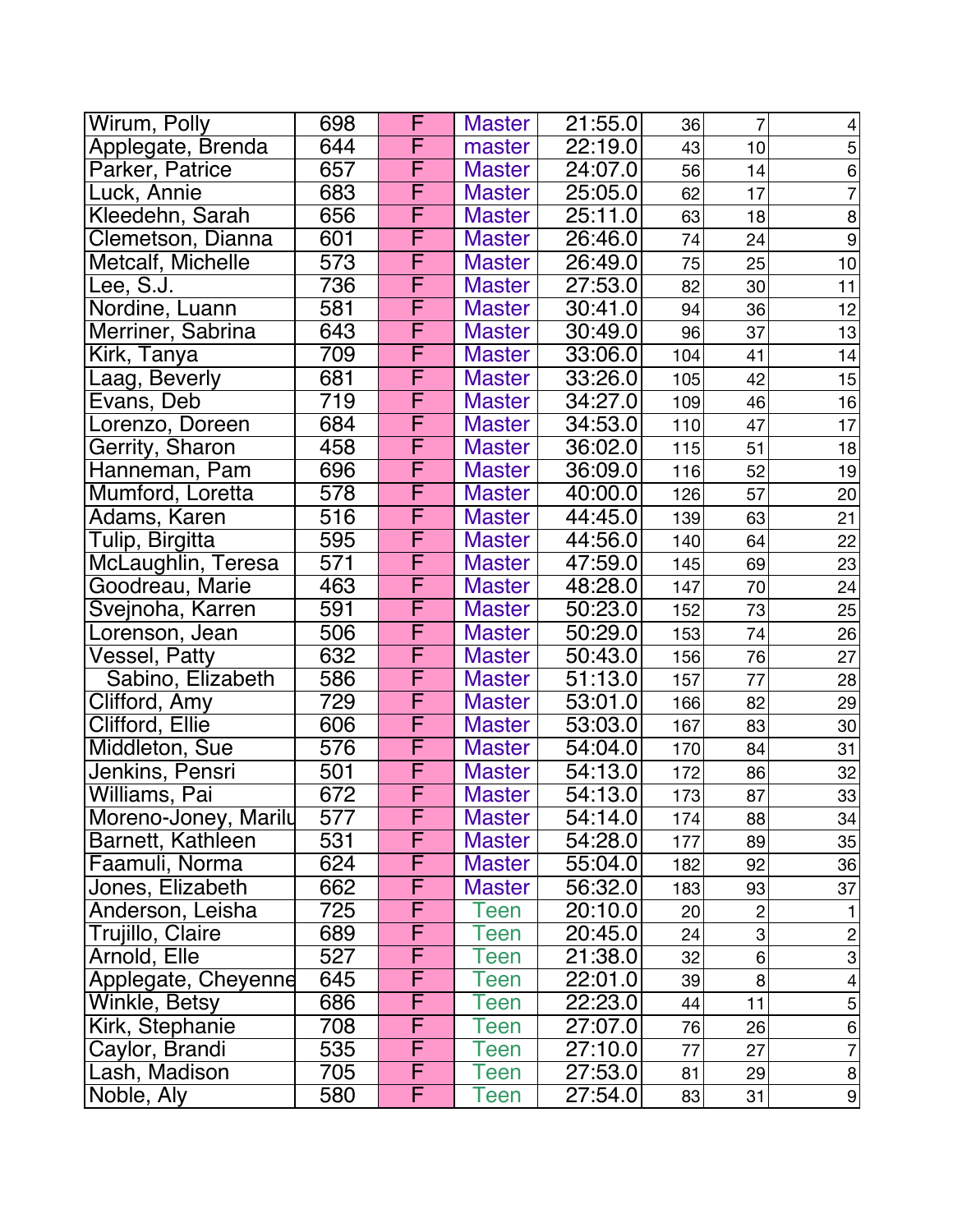| | | | | | | | |
|---|---|---|---|---|---|---|---|
| Wirum, Polly | 698 | F | Master | 21:55.0 | 36 | 7 | 4 |
| Applegate, Brenda | 644 | F | master | 22:19.0 | 43 | 10 | 5 |
| Parker, Patrice | 657 | F | Master | 24:07.0 | 56 | 14 | 6 |
| Luck, Annie | 683 | F | Master | 25:05.0 | 62 | 17 | 7 |
| Kleedehn, Sarah | 656 | F | Master | 25:11.0 | 63 | 18 | 8 |
| Clemetson, Dianna | 601 | F | Master | 26:46.0 | 74 | 24 | 9 |
| Metcalf, Michelle | 573 | F | Master | 26:49.0 | 75 | 25 | 10 |
| Lee, S.J. | 736 | F | Master | 27:53.0 | 82 | 30 | 11 |
| Nordine, Luann | 581 | F | Master | 30:41.0 | 94 | 36 | 12 |
| Merriner, Sabrina | 643 | F | Master | 30:49.0 | 96 | 37 | 13 |
| Kirk, Tanya | 709 | F | Master | 33:06.0 | 104 | 41 | 14 |
| Laag, Beverly | 681 | F | Master | 33:26.0 | 105 | 42 | 15 |
| Evans, Deb | 719 | F | Master | 34:27.0 | 109 | 46 | 16 |
| Lorenzo, Doreen | 684 | F | Master | 34:53.0 | 110 | 47 | 17 |
| Gerrity, Sharon | 458 | F | Master | 36:02.0 | 115 | 51 | 18 |
| Hanneman, Pam | 696 | F | Master | 36:09.0 | 116 | 52 | 19 |
| Mumford, Loretta | 578 | F | Master | 40:00.0 | 126 | 57 | 20 |
| Adams, Karen | 516 | F | Master | 44:45.0 | 139 | 63 | 21 |
| Tulip, Birgitta | 595 | F | Master | 44:56.0 | 140 | 64 | 22 |
| McLaughlin, Teresa | 571 | F | Master | 47:59.0 | 145 | 69 | 23 |
| Goodreau, Marie | 463 | F | Master | 48:28.0 | 147 | 70 | 24 |
| Svejnoha, Karren | 591 | F | Master | 50:23.0 | 152 | 73 | 25 |
| Lorenson, Jean | 506 | F | Master | 50:29.0 | 153 | 74 | 26 |
| Vessel, Patty | 632 | F | Master | 50:43.0 | 156 | 76 | 27 |
| Sabino, Elizabeth | 586 | F | Master | 51:13.0 | 157 | 77 | 28 |
| Clifford, Amy | 729 | F | Master | 53:01.0 | 166 | 82 | 29 |
| Clifford, Ellie | 606 | F | Master | 53:03.0 | 167 | 83 | 30 |
| Middleton, Sue | 576 | F | Master | 54:04.0 | 170 | 84 | 31 |
| Jenkins, Pensri | 501 | F | Master | 54:13.0 | 172 | 86 | 32 |
| Williams, Pai | 672 | F | Master | 54:13.0 | 173 | 87 | 33 |
| Moreno-Joney, Marilu | 577 | F | Master | 54:14.0 | 174 | 88 | 34 |
| Barnett, Kathleen | 531 | F | Master | 54:28.0 | 177 | 89 | 35 |
| Faamuli, Norma | 624 | F | Master | 55:04.0 | 182 | 92 | 36 |
| Jones, Elizabeth | 662 | F | Master | 56:32.0 | 183 | 93 | 37 |
| Anderson, Leisha | 725 | F | Teen | 20:10.0 | 20 | 2 | 1 |
| Trujillo, Claire | 689 | F | Teen | 20:45.0 | 24 | 3 | 2 |
| Arnold, Elle | 527 | F | Teen | 21:38.0 | 32 | 6 | 3 |
| Applegate, Cheyenne | 645 | F | Teen | 22:01.0 | 39 | 8 | 4 |
| Winkle, Betsy | 686 | F | Teen | 22:23.0 | 44 | 11 | 5 |
| Kirk, Stephanie | 708 | F | Teen | 27:07.0 | 76 | 26 | 6 |
| Caylor, Brandi | 535 | F | Teen | 27:10.0 | 77 | 27 | 7 |
| Lash, Madison | 705 | F | Teen | 27:53.0 | 81 | 29 | 8 |
| Noble, Aly | 580 | F | Teen | 27:54.0 | 83 | 31 | 9 |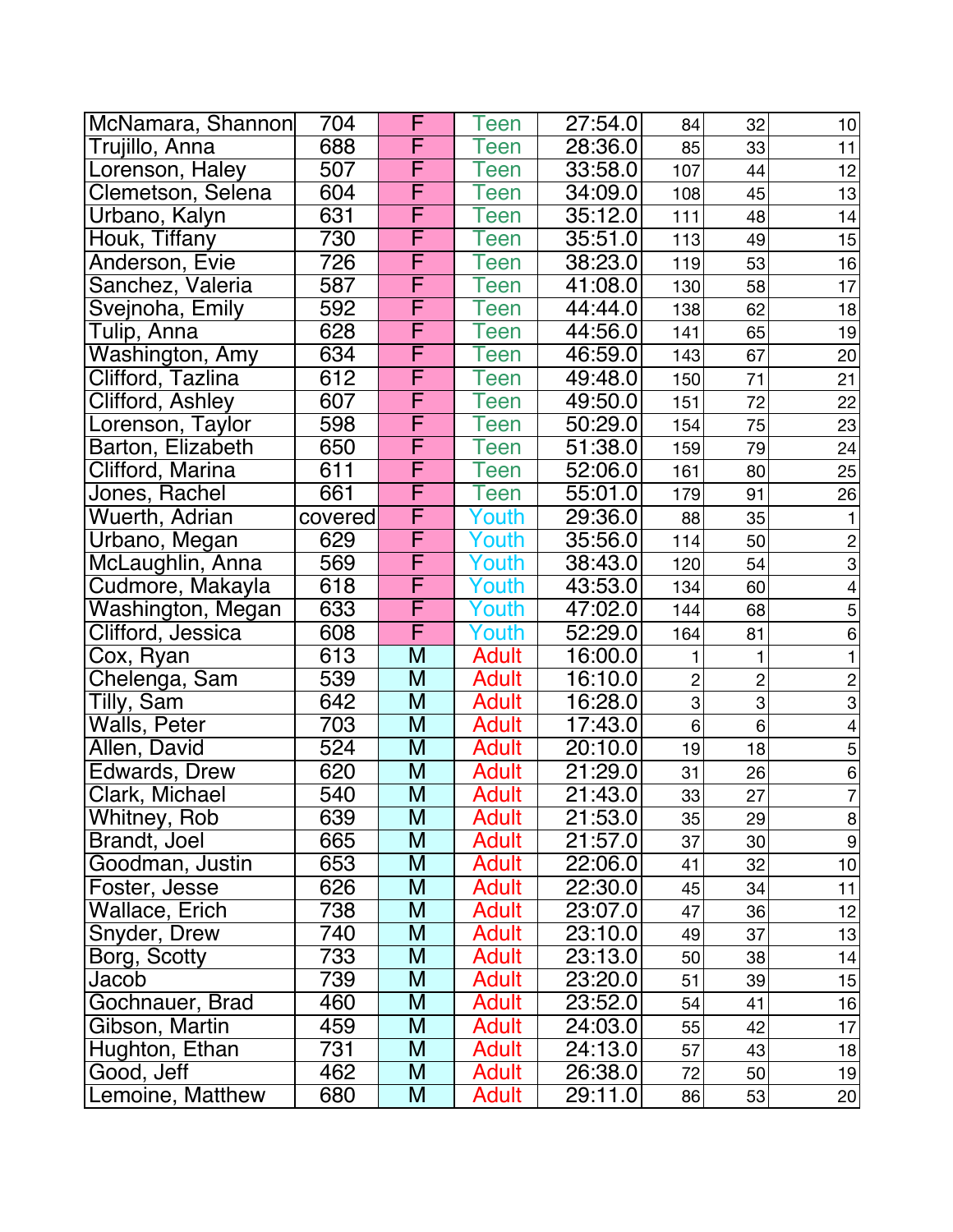| | | | | | | | |
|---|---|---|---|---|---|---|---|
| McNamara, Shannon | 704 | F | Teen | 27:54.0 | 84 | 32 | 10 |
| Trujillo, Anna | 688 | F | Teen | 28:36.0 | 85 | 33 | 11 |
| Lorenson, Haley | 507 | F | Teen | 33:58.0 | 107 | 44 | 12 |
| Clemetson, Selena | 604 | F | Teen | 34:09.0 | 108 | 45 | 13 |
| Urbano, Kalyn | 631 | F | Teen | 35:12.0 | 111 | 48 | 14 |
| Houk, Tiffany | 730 | F | Teen | 35:51.0 | 113 | 49 | 15 |
| Anderson, Evie | 726 | F | Teen | 38:23.0 | 119 | 53 | 16 |
| Sanchez, Valeria | 587 | F | Teen | 41:08.0 | 130 | 58 | 17 |
| Svejnoha, Emily | 592 | F | Teen | 44:44.0 | 138 | 62 | 18 |
| Tulip, Anna | 628 | F | Teen | 44:56.0 | 141 | 65 | 19 |
| Washington, Amy | 634 | F | Teen | 46:59.0 | 143 | 67 | 20 |
| Clifford, Tazlina | 612 | F | Teen | 49:48.0 | 150 | 71 | 21 |
| Clifford, Ashley | 607 | F | Teen | 49:50.0 | 151 | 72 | 22 |
| Lorenson, Taylor | 598 | F | Teen | 50:29.0 | 154 | 75 | 23 |
| Barton, Elizabeth | 650 | F | Teen | 51:38.0 | 159 | 79 | 24 |
| Clifford, Marina | 611 | F | Teen | 52:06.0 | 161 | 80 | 25 |
| Jones, Rachel | 661 | F | Teen | 55:01.0 | 179 | 91 | 26 |
| Wuerth, Adrian | covered | F | Youth | 29:36.0 | 88 | 35 | 1 |
| Urbano, Megan | 629 | F | Youth | 35:56.0 | 114 | 50 | 2 |
| McLaughlin, Anna | 569 | F | Youth | 38:43.0 | 120 | 54 | 3 |
| Cudmore, Makayla | 618 | F | Youth | 43:53.0 | 134 | 60 | 4 |
| Washington, Megan | 633 | F | Youth | 47:02.0 | 144 | 68 | 5 |
| Clifford, Jessica | 608 | F | Youth | 52:29.0 | 164 | 81 | 6 |
| Cox, Ryan | 613 | M | Adult | 16:00.0 | 1 | 1 | 1 |
| Chelenga, Sam | 539 | M | Adult | 16:10.0 | 2 | 2 | 2 |
| Tilly, Sam | 642 | M | Adult | 16:28.0 | 3 | 3 | 3 |
| Walls, Peter | 703 | M | Adult | 17:43.0 | 6 | 6 | 4 |
| Allen, David | 524 | M | Adult | 20:10.0 | 19 | 18 | 5 |
| Edwards, Drew | 620 | M | Adult | 21:29.0 | 31 | 26 | 6 |
| Clark, Michael | 540 | M | Adult | 21:43.0 | 33 | 27 | 7 |
| Whitney, Rob | 639 | M | Adult | 21:53.0 | 35 | 29 | 8 |
| Brandt, Joel | 665 | M | Adult | 21:57.0 | 37 | 30 | 9 |
| Goodman, Justin | 653 | M | Adult | 22:06.0 | 41 | 32 | 10 |
| Foster, Jesse | 626 | M | Adult | 22:30.0 | 45 | 34 | 11 |
| Wallace, Erich | 738 | M | Adult | 23:07.0 | 47 | 36 | 12 |
| Snyder, Drew | 740 | M | Adult | 23:10.0 | 49 | 37 | 13 |
| Borg, Scotty | 733 | M | Adult | 23:13.0 | 50 | 38 | 14 |
| Jacob | 739 | M | Adult | 23:20.0 | 51 | 39 | 15 |
| Gochnauer, Brad | 460 | M | Adult | 23:52.0 | 54 | 41 | 16 |
| Gibson, Martin | 459 | M | Adult | 24:03.0 | 55 | 42 | 17 |
| Hughton, Ethan | 731 | M | Adult | 24:13.0 | 57 | 43 | 18 |
| Good, Jeff | 462 | M | Adult | 26:38.0 | 72 | 50 | 19 |
| Lemoine, Matthew | 680 | M | Adult | 29:11.0 | 86 | 53 | 20 |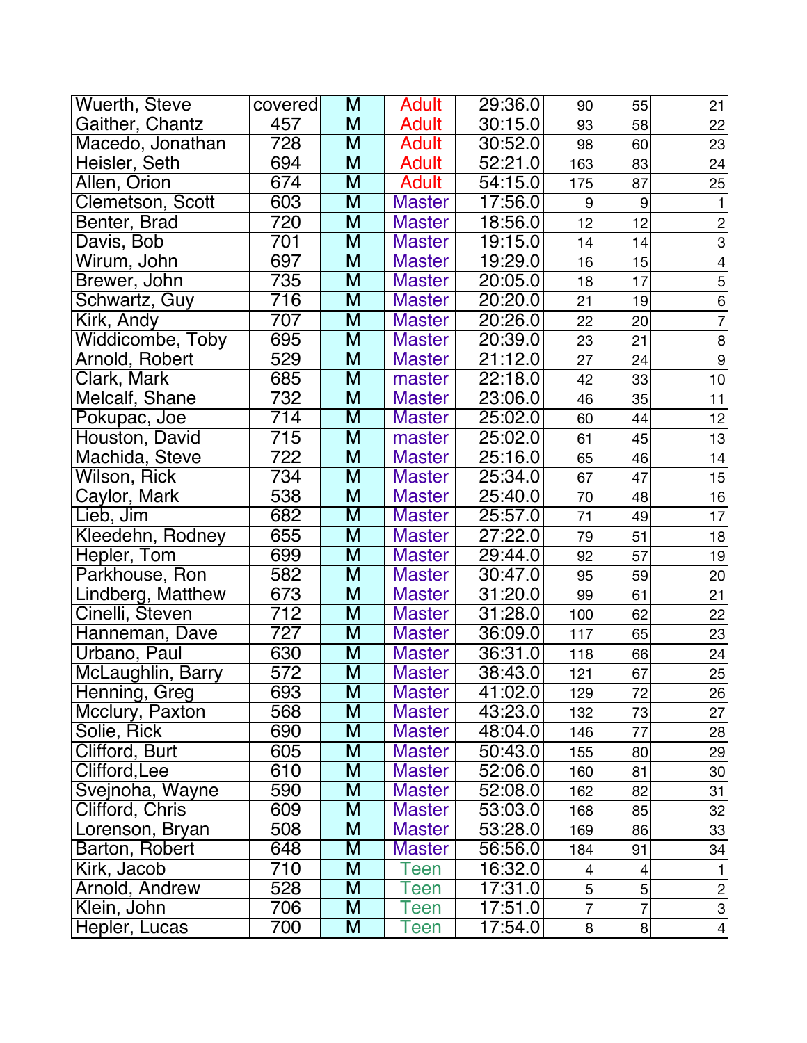| | | | | | | | |
|---|---|---|---|---|---|---|---|
| Wuerth, Steve | covered | M | Adult | 29:36.0 | 90 | 55 | 21 |
| Gaither, Chantz | 457 | M | Adult | 30:15.0 | 93 | 58 | 22 |
| Macedo, Jonathan | 728 | M | Adult | 30:52.0 | 98 | 60 | 23 |
| Heisler, Seth | 694 | M | Adult | 52:21.0 | 163 | 83 | 24 |
| Allen, Orion | 674 | M | Adult | 54:15.0 | 175 | 87 | 25 |
| Clemetson, Scott | 603 | M | Master | 17:56.0 | 9 | 9 | 1 |
| Benter, Brad | 720 | M | Master | 18:56.0 | 12 | 12 | 2 |
| Davis, Bob | 701 | M | Master | 19:15.0 | 14 | 14 | 3 |
| Wirum, John | 697 | M | Master | 19:29.0 | 16 | 15 | 4 |
| Brewer, John | 735 | M | Master | 20:05.0 | 18 | 17 | 5 |
| Schwartz, Guy | 716 | M | Master | 20:20.0 | 21 | 19 | 6 |
| Kirk, Andy | 707 | M | Master | 20:26.0 | 22 | 20 | 7 |
| Widdicombe, Toby | 695 | M | Master | 20:39.0 | 23 | 21 | 8 |
| Arnold, Robert | 529 | M | Master | 21:12.0 | 27 | 24 | 9 |
| Clark, Mark | 685 | M | master | 22:18.0 | 42 | 33 | 10 |
| Melcalf, Shane | 732 | M | Master | 23:06.0 | 46 | 35 | 11 |
| Pokupac, Joe | 714 | M | Master | 25:02.0 | 60 | 44 | 12 |
| Houston, David | 715 | M | master | 25:02.0 | 61 | 45 | 13 |
| Machida, Steve | 722 | M | Master | 25:16.0 | 65 | 46 | 14 |
| Wilson, Rick | 734 | M | Master | 25:34.0 | 67 | 47 | 15 |
| Caylor, Mark | 538 | M | Master | 25:40.0 | 70 | 48 | 16 |
| Lieb, Jim | 682 | M | Master | 25:57.0 | 71 | 49 | 17 |
| Kleedehn, Rodney | 655 | M | Master | 27:22.0 | 79 | 51 | 18 |
| Hepler, Tom | 699 | M | Master | 29:44.0 | 92 | 57 | 19 |
| Parkhouse, Ron | 582 | M | Master | 30:47.0 | 95 | 59 | 20 |
| Lindberg, Matthew | 673 | M | Master | 31:20.0 | 99 | 61 | 21 |
| Cinelli, Steven | 712 | M | Master | 31:28.0 | 100 | 62 | 22 |
| Hanneman, Dave | 727 | M | Master | 36:09.0 | 117 | 65 | 23 |
| Urbano, Paul | 630 | M | Master | 36:31.0 | 118 | 66 | 24 |
| McLaughlin, Barry | 572 | M | Master | 38:43.0 | 121 | 67 | 25 |
| Henning, Greg | 693 | M | Master | 41:02.0 | 129 | 72 | 26 |
| Mcclury, Paxton | 568 | M | Master | 43:23.0 | 132 | 73 | 27 |
| Solie, Rick | 690 | M | Master | 48:04.0 | 146 | 77 | 28 |
| Clifford, Burt | 605 | M | Master | 50:43.0 | 155 | 80 | 29 |
| Clifford,Lee | 610 | M | Master | 52:06.0 | 160 | 81 | 30 |
| Svejnoha, Wayne | 590 | M | Master | 52:08.0 | 162 | 82 | 31 |
| Clifford, Chris | 609 | M | Master | 53:03.0 | 168 | 85 | 32 |
| Lorenson, Bryan | 508 | M | Master | 53:28.0 | 169 | 86 | 33 |
| Barton, Robert | 648 | M | Master | 56:56.0 | 184 | 91 | 34 |
| Kirk, Jacob | 710 | M | Teen | 16:32.0 | 4 | 4 | 1 |
| Arnold, Andrew | 528 | M | Teen | 17:31.0 | 5 | 5 | 2 |
| Klein, John | 706 | M | Teen | 17:51.0 | 7 | 7 | 3 |
| Hepler, Lucas | 700 | M | Teen | 17:54.0 | 8 | 8 | 4 |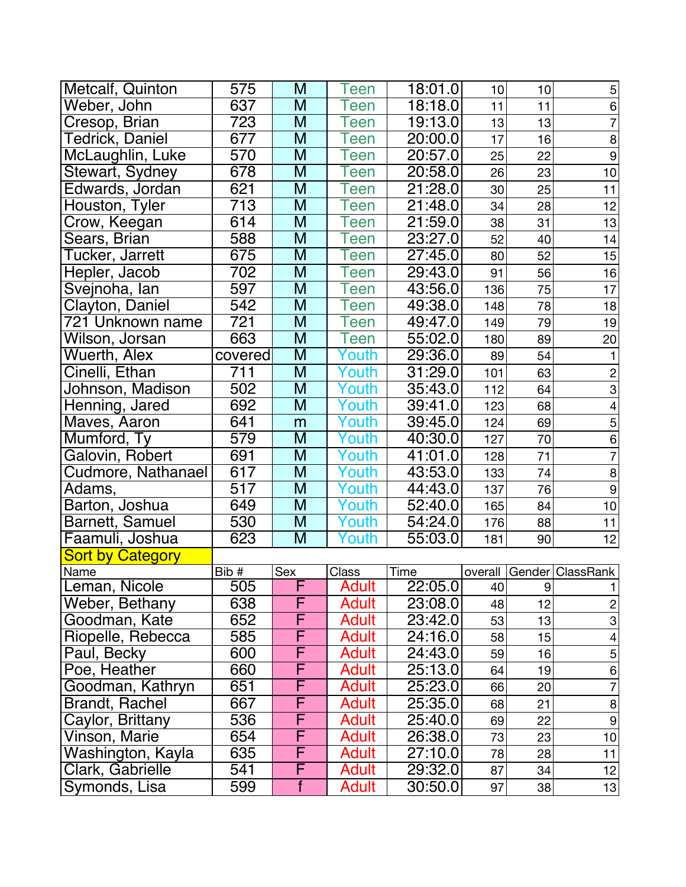| | | | | | | | |
|---|---|---|---|---|---|---|---|
| Metcalf, Quinton | 575 | M | Teen | 18:01.0 | 10 | 10 | 5 |
| Weber, John | 637 | M | Teen | 18:18.0 | 11 | 11 | 6 |
| Cresop, Brian | 723 | M | Teen | 19:13.0 | 13 | 13 | 7 |
| Tedrick, Daniel | 677 | M | Teen | 20:00.0 | 17 | 16 | 8 |
| McLaughlin, Luke | 570 | M | Teen | 20:57.0 | 25 | 22 | 9 |
| Stewart, Sydney | 678 | M | Teen | 20:58.0 | 26 | 23 | 10 |
| Edwards, Jordan | 621 | M | Teen | 21:28.0 | 30 | 25 | 11 |
| Houston, Tyler | 713 | M | Teen | 21:48.0 | 34 | 28 | 12 |
| Crow, Keegan | 614 | M | Teen | 21:59.0 | 38 | 31 | 13 |
| Sears, Brian | 588 | M | Teen | 23:27.0 | 52 | 40 | 14 |
| Tucker, Jarrett | 675 | M | Teen | 27:45.0 | 80 | 52 | 15 |
| Hepler, Jacob | 702 | M | Teen | 29:43.0 | 91 | 56 | 16 |
| Svejnoha, Ian | 597 | M | Teen | 43:56.0 | 136 | 75 | 17 |
| Clayton, Daniel | 542 | M | Teen | 49:38.0 | 148 | 78 | 18 |
| 721 Unknown name | 721 | M | Teen | 49:47.0 | 149 | 79 | 19 |
| Wilson, Jorsan | 663 | M | Teen | 55:02.0 | 180 | 89 | 20 |
| Wuerth, Alex | covered | M | Youth | 29:36.0 | 89 | 54 | 1 |
| Cinelli, Ethan | 711 | M | Youth | 31:29.0 | 101 | 63 | 2 |
| Johnson, Madison | 502 | M | Youth | 35:43.0 | 112 | 64 | 3 |
| Henning, Jared | 692 | M | Youth | 39:41.0 | 123 | 68 | 4 |
| Maves, Aaron | 641 | m | Youth | 39:45.0 | 124 | 69 | 5 |
| Mumford, Ty | 579 | M | Youth | 40:30.0 | 127 | 70 | 6 |
| Galovin, Robert | 691 | M | Youth | 41:01.0 | 128 | 71 | 7 |
| Cudmore, Nathanael | 617 | M | Youth | 43:53.0 | 133 | 74 | 8 |
| Adams, | 517 | M | Youth | 44:43.0 | 137 | 76 | 9 |
| Barton, Joshua | 649 | M | Youth | 52:40.0 | 165 | 84 | 10 |
| Barnett, Samuel | 530 | M | Youth | 54:24.0 | 176 | 88 | 11 |
| Faamuli, Joshua | 623 | M | Youth | 55:03.0 | 181 | 90 | 12 |

Sort by Category

| Name | Bib # | Sex | Class | Time | overall | Gender | ClassRank |
|---|---|---|---|---|---|---|---|
| Leman, Nicole | 505 | F | Adult | 22:05.0 | 40 | 9 | 1 |
| Weber, Bethany | 638 | F | Adult | 23:08.0 | 48 | 12 | 2 |
| Goodman, Kate | 652 | F | Adult | 23:42.0 | 53 | 13 | 3 |
| Riopelle, Rebecca | 585 | F | Adult | 24:16.0 | 58 | 15 | 4 |
| Paul, Becky | 600 | F | Adult | 24:43.0 | 59 | 16 | 5 |
| Poe, Heather | 660 | F | Adult | 25:13.0 | 64 | 19 | 6 |
| Goodman, Kathryn | 651 | F | Adult | 25:23.0 | 66 | 20 | 7 |
| Brandt, Rachel | 667 | F | Adult | 25:35.0 | 68 | 21 | 8 |
| Caylor, Brittany | 536 | F | Adult | 25:40.0 | 69 | 22 | 9 |
| Vinson, Marie | 654 | F | Adult | 26:38.0 | 73 | 23 | 10 |
| Washington, Kayla | 635 | F | Adult | 27:10.0 | 78 | 28 | 11 |
| Clark, Gabrielle | 541 | F | Adult | 29:32.0 | 87 | 34 | 12 |
| Symonds, Lisa | 599 | f | Adult | 30:50.0 | 97 | 38 | 13 |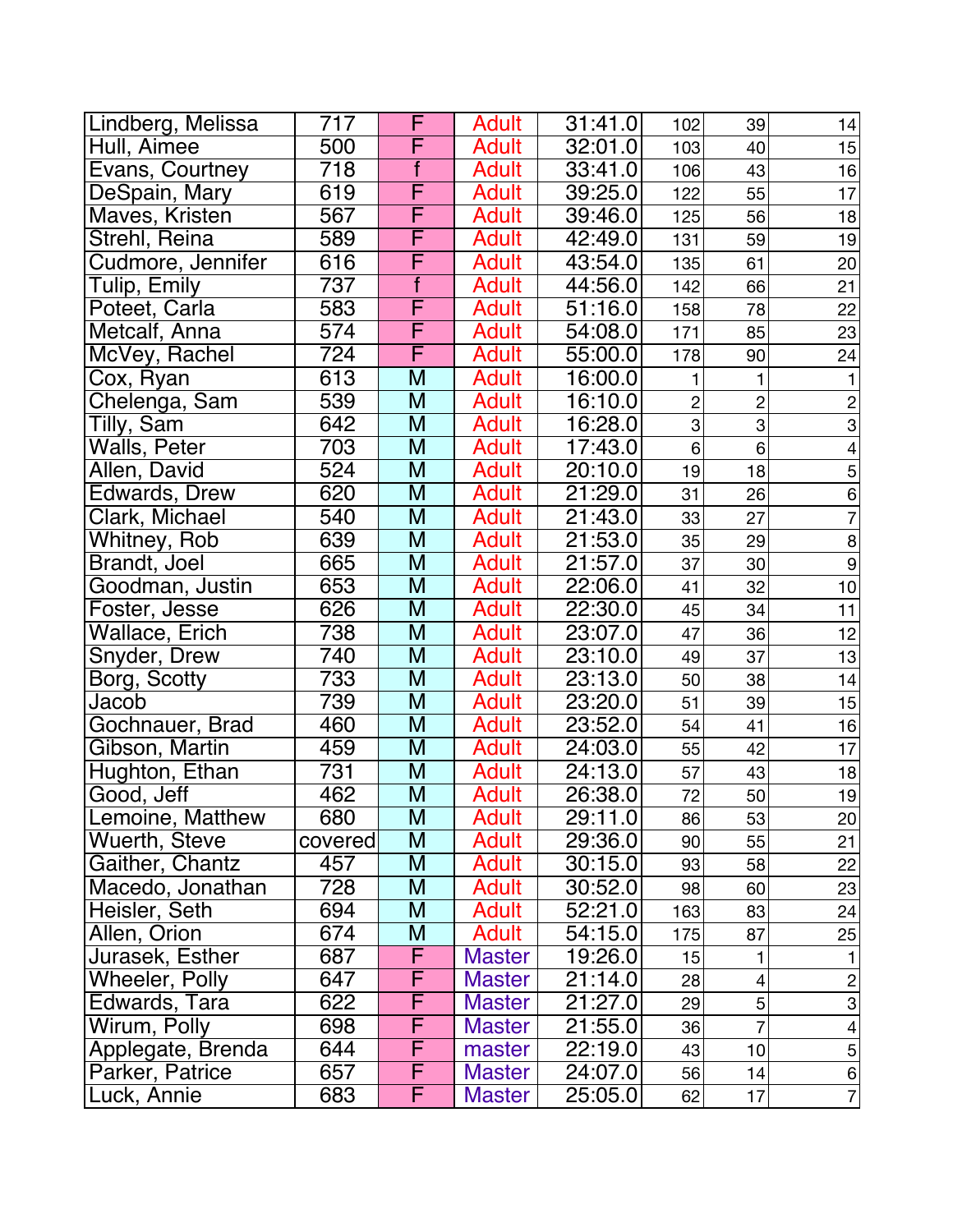| | | | | | | | |
|---|---|---|---|---|---|---|---|
| Lindberg, Melissa | 717 | F | Adult | 31:41.0 | 102 | 39 | 14 |
| Hull, Aimee | 500 | F | Adult | 32:01.0 | 103 | 40 | 15 |
| Evans, Courtney | 718 | f | Adult | 33:41.0 | 106 | 43 | 16 |
| DeSpain, Mary | 619 | F | Adult | 39:25.0 | 122 | 55 | 17 |
| Maves, Kristen | 567 | F | Adult | 39:46.0 | 125 | 56 | 18 |
| Strehl, Reina | 589 | F | Adult | 42:49.0 | 131 | 59 | 19 |
| Cudmore, Jennifer | 616 | F | Adult | 43:54.0 | 135 | 61 | 20 |
| Tulip, Emily | 737 | f | Adult | 44:56.0 | 142 | 66 | 21 |
| Poteet, Carla | 583 | F | Adult | 51:16.0 | 158 | 78 | 22 |
| Metcalf, Anna | 574 | F | Adult | 54:08.0 | 171 | 85 | 23 |
| McVey, Rachel | 724 | F | Adult | 55:00.0 | 178 | 90 | 24 |
| Cox, Ryan | 613 | M | Adult | 16:00.0 | 1 | 1 | 1 |
| Chelenga, Sam | 539 | M | Adult | 16:10.0 | 2 | 2 | 2 |
| Tilly, Sam | 642 | M | Adult | 16:28.0 | 3 | 3 | 3 |
| Walls, Peter | 703 | M | Adult | 17:43.0 | 6 | 6 | 4 |
| Allen, David | 524 | M | Adult | 20:10.0 | 19 | 18 | 5 |
| Edwards, Drew | 620 | M | Adult | 21:29.0 | 31 | 26 | 6 |
| Clark, Michael | 540 | M | Adult | 21:43.0 | 33 | 27 | 7 |
| Whitney, Rob | 639 | M | Adult | 21:53.0 | 35 | 29 | 8 |
| Brandt, Joel | 665 | M | Adult | 21:57.0 | 37 | 30 | 9 |
| Goodman, Justin | 653 | M | Adult | 22:06.0 | 41 | 32 | 10 |
| Foster, Jesse | 626 | M | Adult | 22:30.0 | 45 | 34 | 11 |
| Wallace, Erich | 738 | M | Adult | 23:07.0 | 47 | 36 | 12 |
| Snyder, Drew | 740 | M | Adult | 23:10.0 | 49 | 37 | 13 |
| Borg, Scotty | 733 | M | Adult | 23:13.0 | 50 | 38 | 14 |
| Jacob | 739 | M | Adult | 23:20.0 | 51 | 39 | 15 |
| Gochnauer, Brad | 460 | M | Adult | 23:52.0 | 54 | 41 | 16 |
| Gibson, Martin | 459 | M | Adult | 24:03.0 | 55 | 42 | 17 |
| Hughton, Ethan | 731 | M | Adult | 24:13.0 | 57 | 43 | 18 |
| Good, Jeff | 462 | M | Adult | 26:38.0 | 72 | 50 | 19 |
| Lemoine, Matthew | 680 | M | Adult | 29:11.0 | 86 | 53 | 20 |
| Wuerth, Steve | covered | M | Adult | 29:36.0 | 90 | 55 | 21 |
| Gaither, Chantz | 457 | M | Adult | 30:15.0 | 93 | 58 | 22 |
| Macedo, Jonathan | 728 | M | Adult | 30:52.0 | 98 | 60 | 23 |
| Heisler, Seth | 694 | M | Adult | 52:21.0 | 163 | 83 | 24 |
| Allen, Orion | 674 | M | Adult | 54:15.0 | 175 | 87 | 25 |
| Jurasek, Esther | 687 | F | Master | 19:26.0 | 15 | 1 | 1 |
| Wheeler, Polly | 647 | F | Master | 21:14.0 | 28 | 4 | 2 |
| Edwards, Tara | 622 | F | Master | 21:27.0 | 29 | 5 | 3 |
| Wirum, Polly | 698 | F | Master | 21:55.0 | 36 | 7 | 4 |
| Applegate, Brenda | 644 | F | master | 22:19.0 | 43 | 10 | 5 |
| Parker, Patrice | 657 | F | Master | 24:07.0 | 56 | 14 | 6 |
| Luck, Annie | 683 | F | Master | 25:05.0 | 62 | 17 | 7 |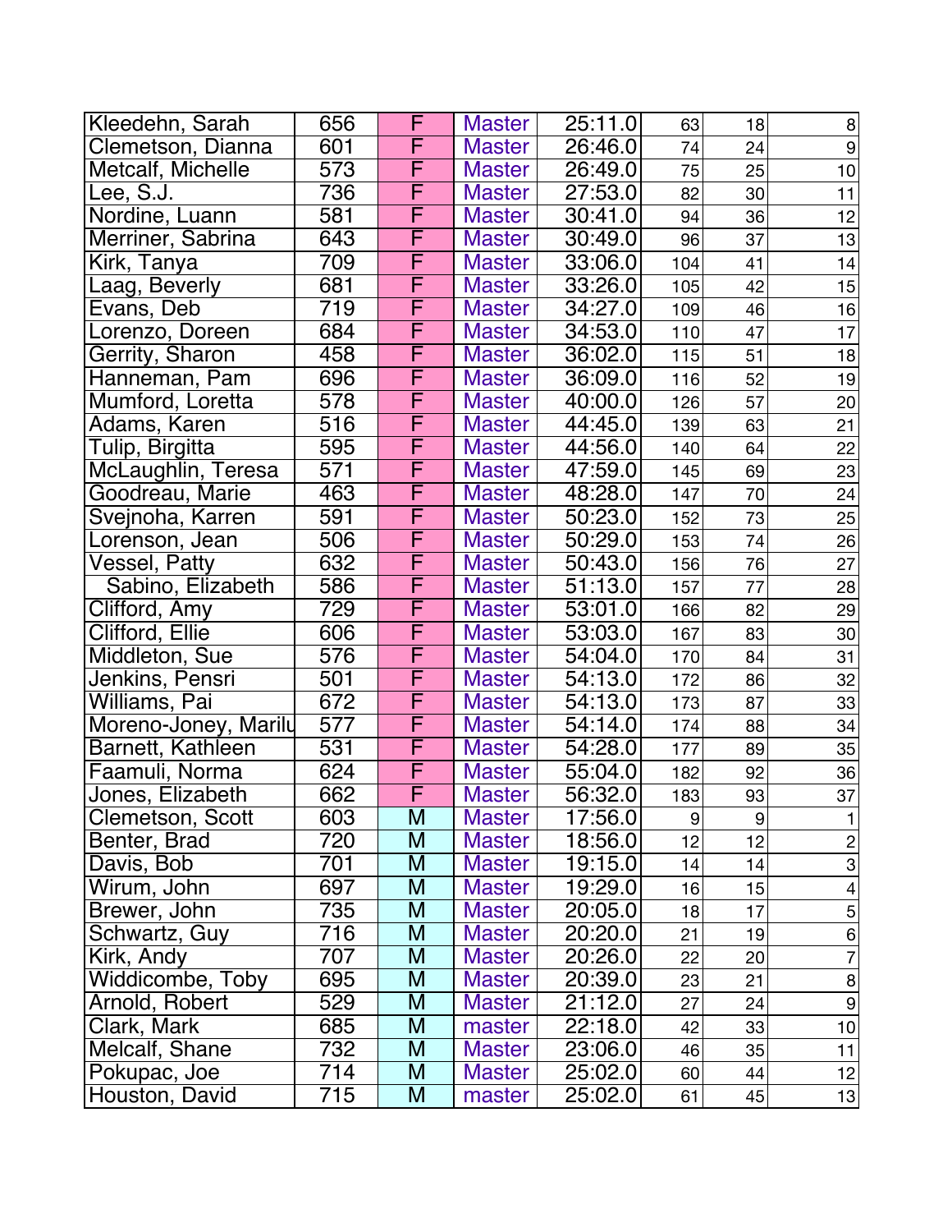| | | | | | | | |
|---|---|---|---|---|---|---|---|
| Kleedehn, Sarah | 656 | F | Master | 25:11.0 | 63 | 18 | 8 |
| Clemetson, Dianna | 601 | F | Master | 26:46.0 | 74 | 24 | 9 |
| Metcalf, Michelle | 573 | F | Master | 26:49.0 | 75 | 25 | 10 |
| Lee, S.J. | 736 | F | Master | 27:53.0 | 82 | 30 | 11 |
| Nordine, Luann | 581 | F | Master | 30:41.0 | 94 | 36 | 12 |
| Merriner, Sabrina | 643 | F | Master | 30:49.0 | 96 | 37 | 13 |
| Kirk, Tanya | 709 | F | Master | 33:06.0 | 104 | 41 | 14 |
| Laag, Beverly | 681 | F | Master | 33:26.0 | 105 | 42 | 15 |
| Evans, Deb | 719 | F | Master | 34:27.0 | 109 | 46 | 16 |
| Lorenzo, Doreen | 684 | F | Master | 34:53.0 | 110 | 47 | 17 |
| Gerrity, Sharon | 458 | F | Master | 36:02.0 | 115 | 51 | 18 |
| Hanneman, Pam | 696 | F | Master | 36:09.0 | 116 | 52 | 19 |
| Mumford, Loretta | 578 | F | Master | 40:00.0 | 126 | 57 | 20 |
| Adams, Karen | 516 | F | Master | 44:45.0 | 139 | 63 | 21 |
| Tulip, Birgitta | 595 | F | Master | 44:56.0 | 140 | 64 | 22 |
| McLaughlin, Teresa | 571 | F | Master | 47:59.0 | 145 | 69 | 23 |
| Goodreau, Marie | 463 | F | Master | 48:28.0 | 147 | 70 | 24 |
| Svejnoha, Karren | 591 | F | Master | 50:23.0 | 152 | 73 | 25 |
| Lorenson, Jean | 506 | F | Master | 50:29.0 | 153 | 74 | 26 |
| Vessel, Patty | 632 | F | Master | 50:43.0 | 156 | 76 | 27 |
| Sabino, Elizabeth | 586 | F | Master | 51:13.0 | 157 | 77 | 28 |
| Clifford, Amy | 729 | F | Master | 53:01.0 | 166 | 82 | 29 |
| Clifford, Ellie | 606 | F | Master | 53:03.0 | 167 | 83 | 30 |
| Middleton, Sue | 576 | F | Master | 54:04.0 | 170 | 84 | 31 |
| Jenkins, Pensri | 501 | F | Master | 54:13.0 | 172 | 86 | 32 |
| Williams, Pai | 672 | F | Master | 54:13.0 | 173 | 87 | 33 |
| Moreno-Joney, Marilu | 577 | F | Master | 54:14.0 | 174 | 88 | 34 |
| Barnett, Kathleen | 531 | F | Master | 54:28.0 | 177 | 89 | 35 |
| Faamuli, Norma | 624 | F | Master | 55:04.0 | 182 | 92 | 36 |
| Jones, Elizabeth | 662 | F | Master | 56:32.0 | 183 | 93 | 37 |
| Clemetson, Scott | 603 | M | Master | 17:56.0 | 9 | 9 | 1 |
| Benter, Brad | 720 | M | Master | 18:56.0 | 12 | 12 | 2 |
| Davis, Bob | 701 | M | Master | 19:15.0 | 14 | 14 | 3 |
| Wirum, John | 697 | M | Master | 19:29.0 | 16 | 15 | 4 |
| Brewer, John | 735 | M | Master | 20:05.0 | 18 | 17 | 5 |
| Schwartz, Guy | 716 | M | Master | 20:20.0 | 21 | 19 | 6 |
| Kirk, Andy | 707 | M | Master | 20:26.0 | 22 | 20 | 7 |
| Widdicombe, Toby | 695 | M | Master | 20:39.0 | 23 | 21 | 8 |
| Arnold, Robert | 529 | M | Master | 21:12.0 | 27 | 24 | 9 |
| Clark, Mark | 685 | M | master | 22:18.0 | 42 | 33 | 10 |
| Melcalf, Shane | 732 | M | Master | 23:06.0 | 46 | 35 | 11 |
| Pokupac, Joe | 714 | M | Master | 25:02.0 | 60 | 44 | 12 |
| Houston, David | 715 | M | master | 25:02.0 | 61 | 45 | 13 |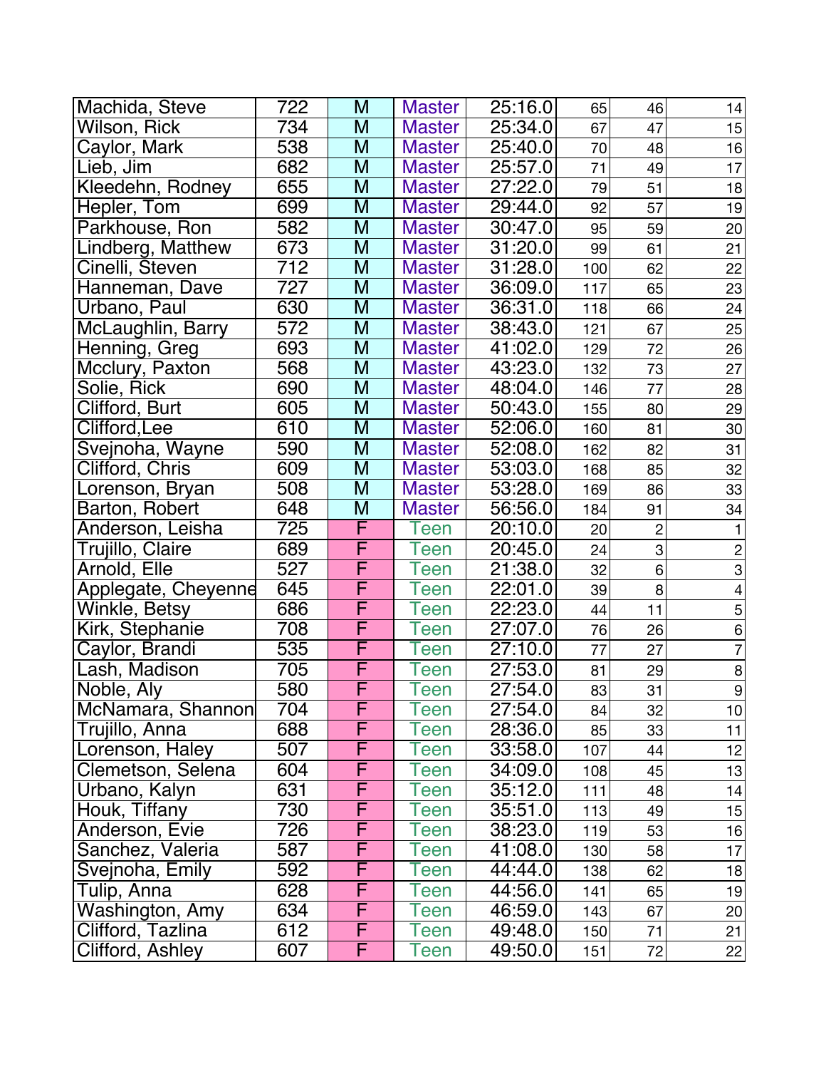| | | | | | | | |
|---|---|---|---|---|---|---|---|
| Machida, Steve | 722 | M | Master | 25:16.0 | 65 | 46 | 14 |
| Wilson, Rick | 734 | M | Master | 25:34.0 | 67 | 47 | 15 |
| Caylor, Mark | 538 | M | Master | 25:40.0 | 70 | 48 | 16 |
| Lieb, Jim | 682 | M | Master | 25:57.0 | 71 | 49 | 17 |
| Kleedehn, Rodney | 655 | M | Master | 27:22.0 | 79 | 51 | 18 |
| Hepler, Tom | 699 | M | Master | 29:44.0 | 92 | 57 | 19 |
| Parkhouse, Ron | 582 | M | Master | 30:47.0 | 95 | 59 | 20 |
| Lindberg, Matthew | 673 | M | Master | 31:20.0 | 99 | 61 | 21 |
| Cinelli, Steven | 712 | M | Master | 31:28.0 | 100 | 62 | 22 |
| Hanneman, Dave | 727 | M | Master | 36:09.0 | 117 | 65 | 23 |
| Urbano, Paul | 630 | M | Master | 36:31.0 | 118 | 66 | 24 |
| McLaughlin, Barry | 572 | M | Master | 38:43.0 | 121 | 67 | 25 |
| Henning, Greg | 693 | M | Master | 41:02.0 | 129 | 72 | 26 |
| Mcclury, Paxton | 568 | M | Master | 43:23.0 | 132 | 73 | 27 |
| Solie, Rick | 690 | M | Master | 48:04.0 | 146 | 77 | 28 |
| Clifford, Burt | 605 | M | Master | 50:43.0 | 155 | 80 | 29 |
| Clifford,Lee | 610 | M | Master | 52:06.0 | 160 | 81 | 30 |
| Svejnoha, Wayne | 590 | M | Master | 52:08.0 | 162 | 82 | 31 |
| Clifford, Chris | 609 | M | Master | 53:03.0 | 168 | 85 | 32 |
| Lorenson, Bryan | 508 | M | Master | 53:28.0 | 169 | 86 | 33 |
| Barton, Robert | 648 | M | Master | 56:56.0 | 184 | 91 | 34 |
| Anderson, Leisha | 725 | F | Teen | 20:10.0 | 20 | 2 | 1 |
| Trujillo, Claire | 689 | F | Teen | 20:45.0 | 24 | 3 | 2 |
| Arnold, Elle | 527 | F | Teen | 21:38.0 | 32 | 6 | 3 |
| Applegate, Cheyenne | 645 | F | Teen | 22:01.0 | 39 | 8 | 4 |
| Winkle, Betsy | 686 | F | Teen | 22:23.0 | 44 | 11 | 5 |
| Kirk, Stephanie | 708 | F | Teen | 27:07.0 | 76 | 26 | 6 |
| Caylor, Brandi | 535 | F | Teen | 27:10.0 | 77 | 27 | 7 |
| Lash, Madison | 705 | F | Teen | 27:53.0 | 81 | 29 | 8 |
| Noble, Aly | 580 | F | Teen | 27:54.0 | 83 | 31 | 9 |
| McNamara, Shannon | 704 | F | Teen | 27:54.0 | 84 | 32 | 10 |
| Trujillo, Anna | 688 | F | Teen | 28:36.0 | 85 | 33 | 11 |
| Lorenson, Haley | 507 | F | Teen | 33:58.0 | 107 | 44 | 12 |
| Clemetson, Selena | 604 | F | Teen | 34:09.0 | 108 | 45 | 13 |
| Urbano, Kalyn | 631 | F | Teen | 35:12.0 | 111 | 48 | 14 |
| Houk, Tiffany | 730 | F | Teen | 35:51.0 | 113 | 49 | 15 |
| Anderson, Evie | 726 | F | Teen | 38:23.0 | 119 | 53 | 16 |
| Sanchez, Valeria | 587 | F | Teen | 41:08.0 | 130 | 58 | 17 |
| Svejnoha, Emily | 592 | F | Teen | 44:44.0 | 138 | 62 | 18 |
| Tulip, Anna | 628 | F | Teen | 44:56.0 | 141 | 65 | 19 |
| Washington, Amy | 634 | F | Teen | 46:59.0 | 143 | 67 | 20 |
| Clifford, Tazlina | 612 | F | Teen | 49:48.0 | 150 | 71 | 21 |
| Clifford, Ashley | 607 | F | Teen | 49:50.0 | 151 | 72 | 22 |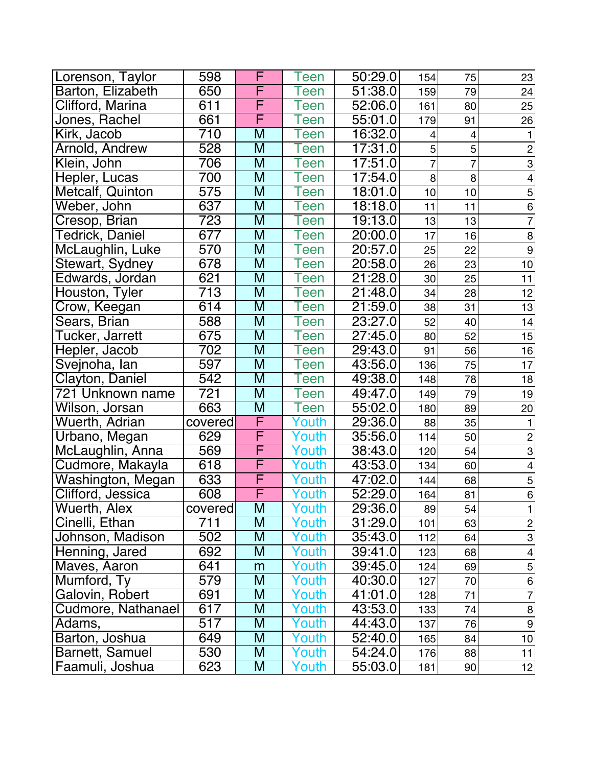| | | | | | | | |
|---|---|---|---|---|---|---|---|
| Lorenson, Taylor | 598 | F | Teen | 50:29.0 | 154 | 75 | 23 |
| Barton, Elizabeth | 650 | F | Teen | 51:38.0 | 159 | 79 | 24 |
| Clifford, Marina | 611 | F | Teen | 52:06.0 | 161 | 80 | 25 |
| Jones, Rachel | 661 | F | Teen | 55:01.0 | 179 | 91 | 26 |
| Kirk, Jacob | 710 | M | Teen | 16:32.0 | 4 | 4 | 1 |
| Arnold, Andrew | 528 | M | Teen | 17:31.0 | 5 | 5 | 2 |
| Klein, John | 706 | M | Teen | 17:51.0 | 7 | 7 | 3 |
| Hepler, Lucas | 700 | M | Teen | 17:54.0 | 8 | 8 | 4 |
| Metcalf, Quinton | 575 | M | Teen | 18:01.0 | 10 | 10 | 5 |
| Weber, John | 637 | M | Teen | 18:18.0 | 11 | 11 | 6 |
| Cresop, Brian | 723 | M | Teen | 19:13.0 | 13 | 13 | 7 |
| Tedrick, Daniel | 677 | M | Teen | 20:00.0 | 17 | 16 | 8 |
| McLaughlin, Luke | 570 | M | Teen | 20:57.0 | 25 | 22 | 9 |
| Stewart, Sydney | 678 | M | Teen | 20:58.0 | 26 | 23 | 10 |
| Edwards, Jordan | 621 | M | Teen | 21:28.0 | 30 | 25 | 11 |
| Houston, Tyler | 713 | M | Teen | 21:48.0 | 34 | 28 | 12 |
| Crow, Keegan | 614 | M | Teen | 21:59.0 | 38 | 31 | 13 |
| Sears, Brian | 588 | M | Teen | 23:27.0 | 52 | 40 | 14 |
| Tucker, Jarrett | 675 | M | Teen | 27:45.0 | 80 | 52 | 15 |
| Hepler, Jacob | 702 | M | Teen | 29:43.0 | 91 | 56 | 16 |
| Svejnoha, Ian | 597 | M | Teen | 43:56.0 | 136 | 75 | 17 |
| Clayton, Daniel | 542 | M | Teen | 49:38.0 | 148 | 78 | 18 |
| 721 Unknown name | 721 | M | Teen | 49:47.0 | 149 | 79 | 19 |
| Wilson, Jorsan | 663 | M | Teen | 55:02.0 | 180 | 89 | 20 |
| Wuerth, Adrian | covered | F | Youth | 29:36.0 | 88 | 35 | 1 |
| Urbano, Megan | 629 | F | Youth | 35:56.0 | 114 | 50 | 2 |
| McLaughlin, Anna | 569 | F | Youth | 38:43.0 | 120 | 54 | 3 |
| Cudmore, Makayla | 618 | F | Youth | 43:53.0 | 134 | 60 | 4 |
| Washington, Megan | 633 | F | Youth | 47:02.0 | 144 | 68 | 5 |
| Clifford, Jessica | 608 | F | Youth | 52:29.0 | 164 | 81 | 6 |
| Wuerth, Alex | covered | M | Youth | 29:36.0 | 89 | 54 | 1 |
| Cinelli, Ethan | 711 | M | Youth | 31:29.0 | 101 | 63 | 2 |
| Johnson, Madison | 502 | M | Youth | 35:43.0 | 112 | 64 | 3 |
| Henning, Jared | 692 | M | Youth | 39:41.0 | 123 | 68 | 4 |
| Maves, Aaron | 641 | m | Youth | 39:45.0 | 124 | 69 | 5 |
| Mumford, Ty | 579 | M | Youth | 40:30.0 | 127 | 70 | 6 |
| Galovin, Robert | 691 | M | Youth | 41:01.0 | 128 | 71 | 7 |
| Cudmore, Nathanael | 617 | M | Youth | 43:53.0 | 133 | 74 | 8 |
| Adams, | 517 | M | Youth | 44:43.0 | 137 | 76 | 9 |
| Barton, Joshua | 649 | M | Youth | 52:40.0 | 165 | 84 | 10 |
| Barnett, Samuel | 530 | M | Youth | 54:24.0 | 176 | 88 | 11 |
| Faamuli, Joshua | 623 | M | Youth | 55:03.0 | 181 | 90 | 12 |